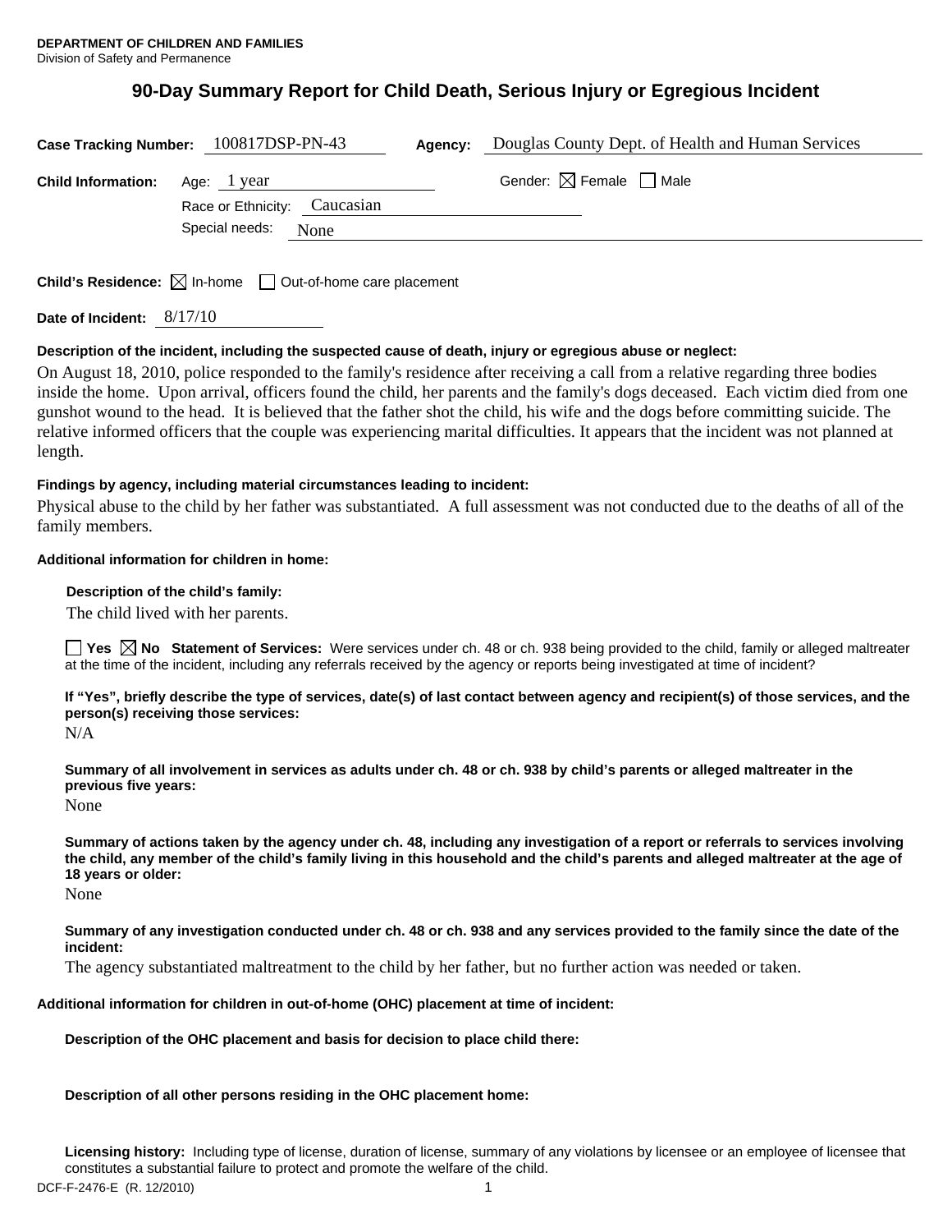**DEPARTMENT OF CHILDREN AND FAMILIES**
Division of Safety and Permanence

# 90-Day Summary Report for Child Death, Serious Injury or Egregious Incident

**Case Tracking Number:** 100817DSP-PN-43 **Agency:** Douglas County Dept. of Health and Human Services

**Child Information:** Age: 1 year Gender: ☒ Female ☐ Male

Race or Ethnicity: Caucasian

Special needs: None

**Child's Residence:** ☒ In-home ☐ Out-of-home care placement

**Date of Incident:** 8/17/10

**Description of the incident, including the suspected cause of death, injury or egregious abuse or neglect:**

On August 18, 2010, police responded to the family's residence after receiving a call from a relative regarding three bodies inside the home. Upon arrival, officers found the child, her parents and the family's dogs deceased. Each victim died from one gunshot wound to the head. It is believed that the father shot the child, his wife and the dogs before committing suicide. The relative informed officers that the couple was experiencing marital difficulties. It appears that the incident was not planned at length.

**Findings by agency, including material circumstances leading to incident:**

Physical abuse to the child by her father was substantiated. A full assessment was not conducted due to the deaths of all of the family members.

**Additional information for children in home:**

**Description of the child's family:**

The child lived with her parents.

☐ **Yes** ☒ **No Statement of Services:** Were services under ch. 48 or ch. 938 being provided to the child, family or alleged maltreater at the time of the incident, including any referrals received by the agency or reports being investigated at time of incident?

**If "Yes", briefly describe the type of services, date(s) of last contact between agency and recipient(s) of those services, and the person(s) receiving those services:**

N/A

**Summary of all involvement in services as adults under ch. 48 or ch. 938 by child's parents or alleged maltreater in the previous five years:**

None

**Summary of actions taken by the agency under ch. 48, including any investigation of a report or referrals to services involving the child, any member of the child's family living in this household and the child's parents and alleged maltreater at the age of 18 years or older:**

None

**Summary of any investigation conducted under ch. 48 or ch. 938 and any services provided to the family since the date of the incident:**

The agency substantiated maltreatment to the child by her father, but no further action was needed or taken.

**Additional information for children in out-of-home (OHC) placement at time of incident:**

**Description of the OHC placement and basis for decision to place child there:**

**Description of all other persons residing in the OHC placement home:**

**Licensing history:** Including type of license, duration of license, summary of any violations by licensee or an employee of licensee that constitutes a substantial failure to protect and promote the welfare of the child.

DCF-F-2476-E (R. 12/2010)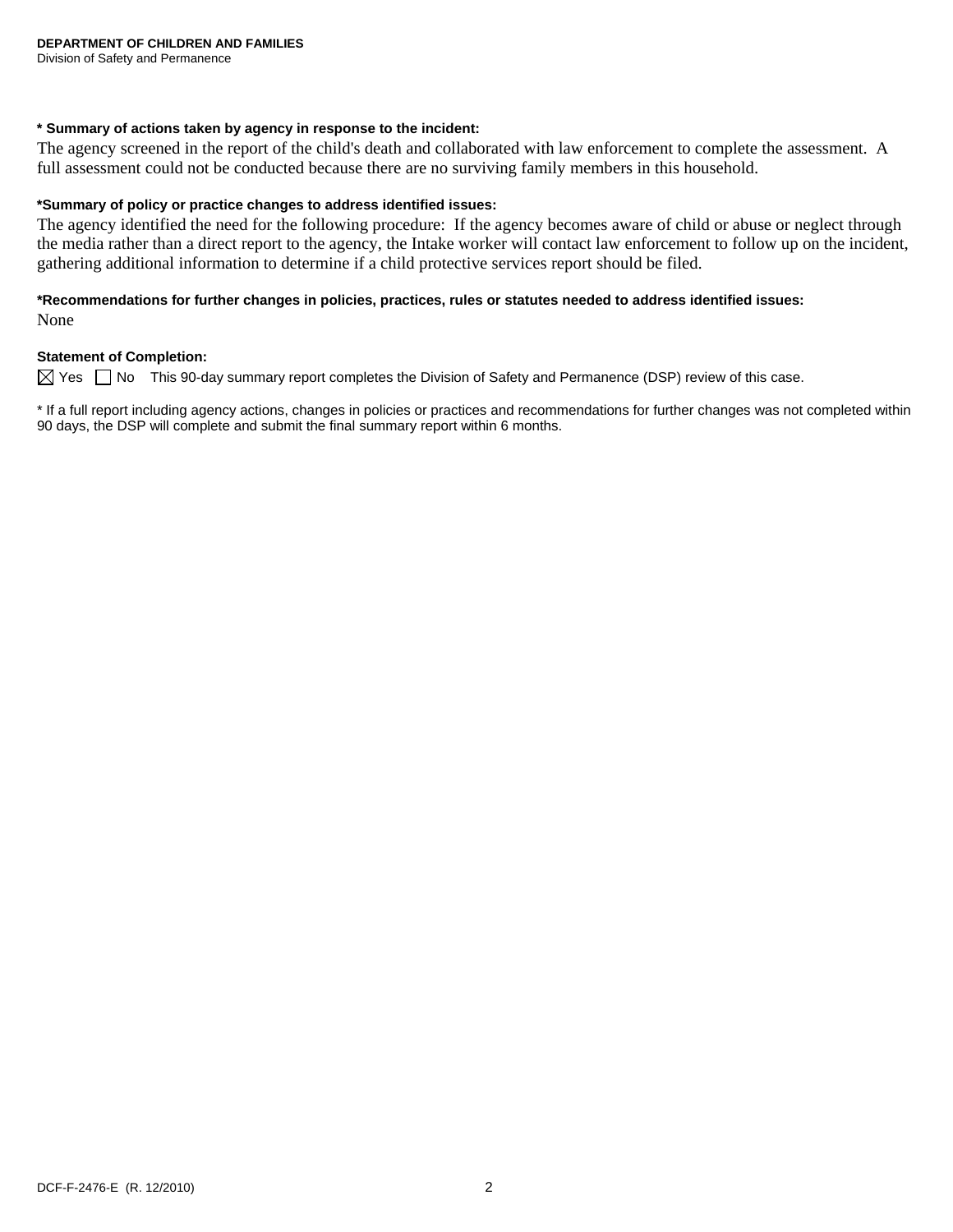**\* Summary of actions taken by agency in response to the incident:**

The agency screened in the report of the child's death and collaborated with law enforcement to complete the assessment. A full assessment could not be conducted because there are no surviving family members in this household.

**\*Summary of policy or practice changes to address identified issues:**

The agency identified the need for the following procedure: If the agency becomes aware of child or abuse or neglect through the media rather than a direct report to the agency, the Intake worker will contact law enforcement to follow up on the incident, gathering additional information to determine if a child protective services report should be filed.

**\*Recommendations for further changes in policies, practices, rules or statutes needed to address identified issues:**

None

**Statement of Completion:**

☒ Yes ☐ No This 90-day summary report completes the Division of Safety and Permanence (DSP) review of this case.

\* If a full report including agency actions, changes in policies or practices and recommendations for further changes was not completed within 90 days, the DSP will complete and submit the final summary report within 6 months.